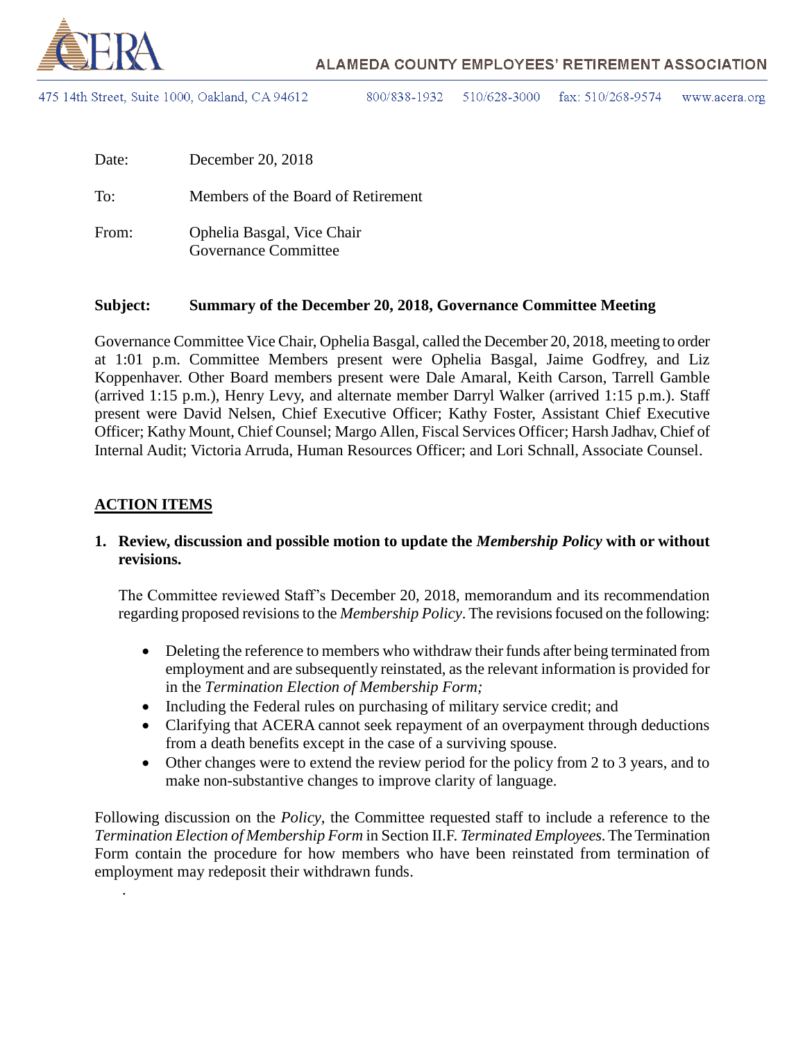ALAMEDA COUNTY EMPLOYEES' RETIREMENT ASSOCIATION

475 14th Street, Suite 1000, Oakland, CA 94612    800/838-1932    510/628-3000    fax: 510/268-9574    www.acera.org

Date: December 20, 2018

To: Members of the Board of Retirement

From: Ophelia Basgal, Vice Chair
Governance Committee

**Subject: Summary of the December 20, 2018, Governance Committee Meeting**

Governance Committee Vice Chair, Ophelia Basgal, called the December 20, 2018, meeting to order at 1:01 p.m. Committee Members present were Ophelia Basgal, Jaime Godfrey, and Liz Koppenhaver. Other Board members present were Dale Amaral, Keith Carson, Tarrell Gamble (arrived 1:15 p.m.), Henry Levy, and alternate member Darryl Walker (arrived 1:15 p.m.). Staff present were David Nelsen, Chief Executive Officer; Kathy Foster, Assistant Chief Executive Officer; Kathy Mount, Chief Counsel; Margo Allen, Fiscal Services Officer; Harsh Jadhav, Chief of Internal Audit; Victoria Arruda, Human Resources Officer; and Lori Schnall, Associate Counsel.

## ACTION ITEMS

**1. Review, discussion and possible motion to update the *Membership Policy* with or without revisions.**

The Committee reviewed Staff's December 20, 2018, memorandum and its recommendation regarding proposed revisions to the *Membership Policy*. The revisions focused on the following:

- Deleting the reference to members who withdraw their funds after being terminated from employment and are subsequently reinstated, as the relevant information is provided for in the *Termination Election of Membership Form;*
- Including the Federal rules on purchasing of military service credit; and
- Clarifying that ACERA cannot seek repayment of an overpayment through deductions from a death benefits except in the case of a surviving spouse.
- Other changes were to extend the review period for the policy from 2 to 3 years, and to make non-substantive changes to improve clarity of language.

Following discussion on the *Policy*, the Committee requested staff to include a reference to the *Termination Election of Membership Form* in Section II.F. *Terminated Employees*. The Termination Form contain the procedure for how members who have been reinstated from termination of employment may redeposit their withdrawn funds.

.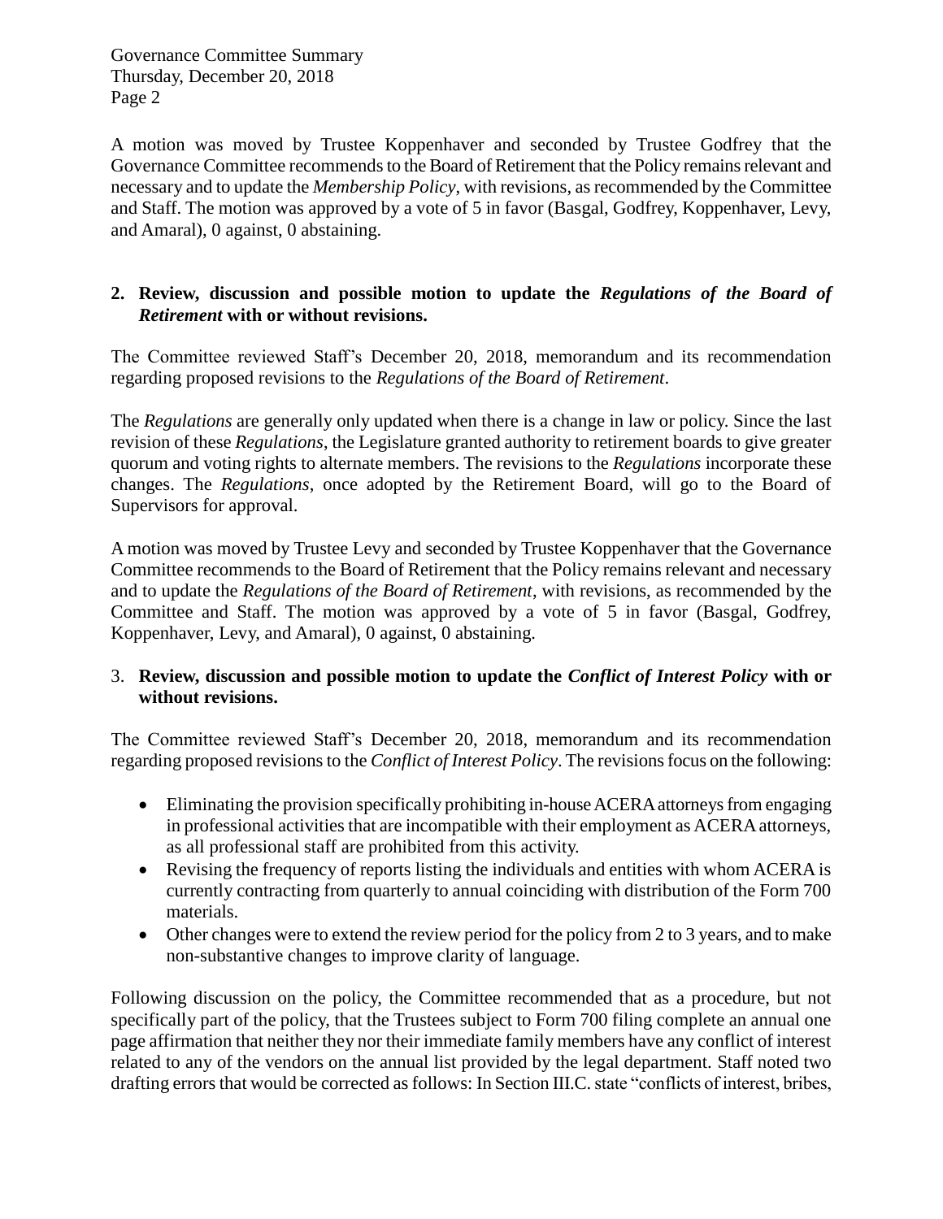A motion was moved by Trustee Koppenhaver and seconded by Trustee Godfrey that the Governance Committee recommends to the Board of Retirement that the Policy remains relevant and necessary and to update the *Membership Policy*, with revisions, as recommended by the Committee and Staff. The motion was approved by a vote of 5 in favor (Basgal, Godfrey, Koppenhaver, Levy, and Amaral), 0 against, 0 abstaining.

**2. Review, discussion and possible motion to update the *Regulations of the Board of Retirement* with or without revisions.**

The Committee reviewed Staff's December 20, 2018, memorandum and its recommendation regarding proposed revisions to the *Regulations of the Board of Retirement*.

The *Regulations* are generally only updated when there is a change in law or policy. Since the last revision of these *Regulations*, the Legislature granted authority to retirement boards to give greater quorum and voting rights to alternate members. The revisions to the *Regulations* incorporate these changes. The *Regulations*, once adopted by the Retirement Board, will go to the Board of Supervisors for approval.

A motion was moved by Trustee Levy and seconded by Trustee Koppenhaver that the Governance Committee recommends to the Board of Retirement that the Policy remains relevant and necessary and to update the *Regulations of the Board of Retirement*, with revisions, as recommended by the Committee and Staff. The motion was approved by a vote of 5 in favor (Basgal, Godfrey, Koppenhaver, Levy, and Amaral), 0 against, 0 abstaining.

3. **Review, discussion and possible motion to update the *Conflict of Interest Policy* with or without revisions.**

The Committee reviewed Staff's December 20, 2018, memorandum and its recommendation regarding proposed revisions to the *Conflict of Interest Policy*. The revisions focus on the following:

- Eliminating the provision specifically prohibiting in-house ACERA attorneys from engaging in professional activities that are incompatible with their employment as ACERA attorneys, as all professional staff are prohibited from this activity.
- Revising the frequency of reports listing the individuals and entities with whom ACERA is currently contracting from quarterly to annual coinciding with distribution of the Form 700 materials.
- Other changes were to extend the review period for the policy from 2 to 3 years, and to make non-substantive changes to improve clarity of language.

Following discussion on the policy, the Committee recommended that as a procedure, but not specifically part of the policy, that the Trustees subject to Form 700 filing complete an annual one page affirmation that neither they nor their immediate family members have any conflict of interest related to any of the vendors on the annual list provided by the legal department. Staff noted two drafting errors that would be corrected as follows: In Section III.C. state "conflicts of interest, bribes,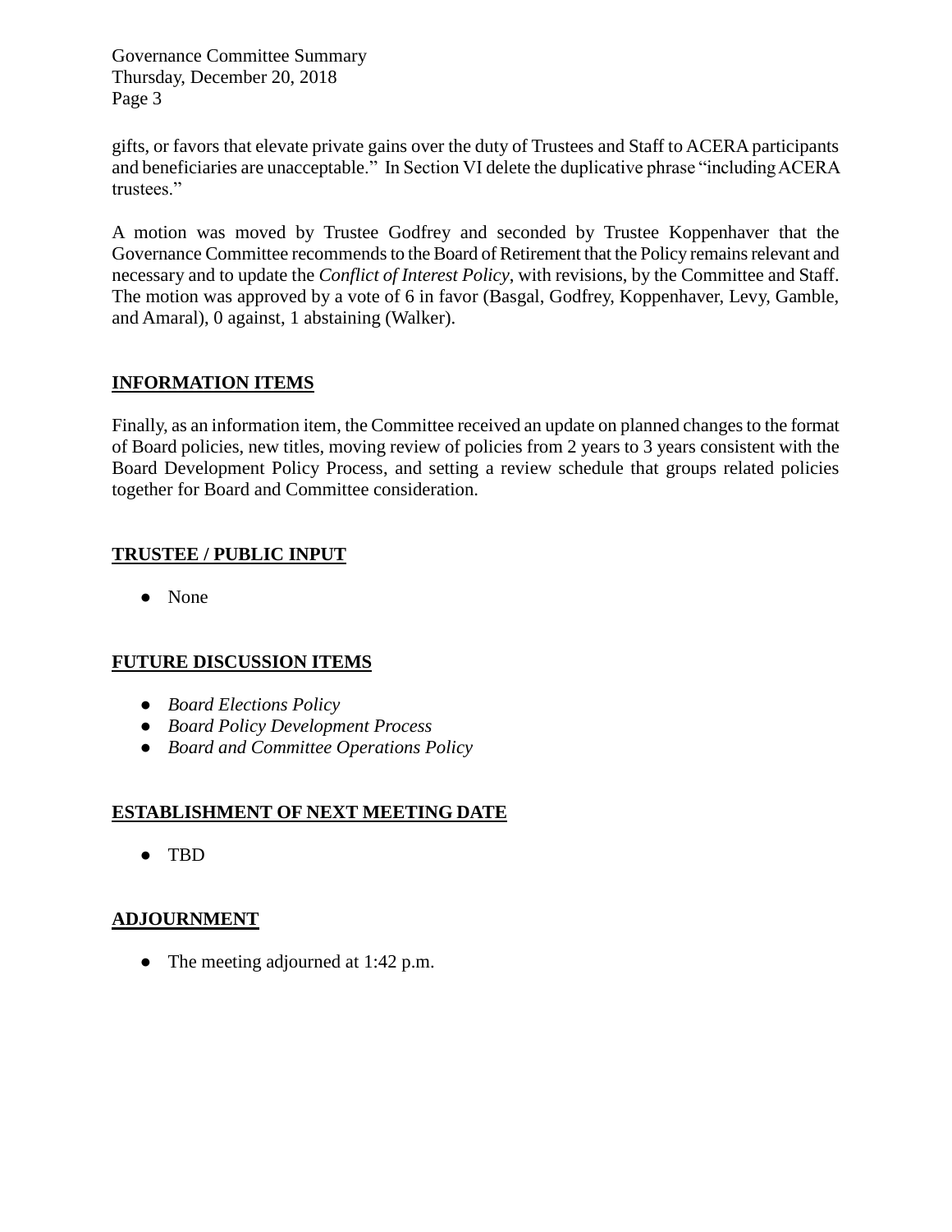gifts, or favors that elevate private gains over the duty of Trustees and Staff to ACERA participants and beneficiaries are unacceptable." In Section VI delete the duplicative phrase "including ACERA trustees."

A motion was moved by Trustee Godfrey and seconded by Trustee Koppenhaver that the Governance Committee recommends to the Board of Retirement that the Policy remains relevant and necessary and to update the *Conflict of Interest Policy*, with revisions, by the Committee and Staff. The motion was approved by a vote of 6 in favor (Basgal, Godfrey, Koppenhaver, Levy, Gamble, and Amaral), 0 against, 1 abstaining (Walker).

## INFORMATION ITEMS

Finally, as an information item, the Committee received an update on planned changes to the format of Board policies, new titles, moving review of policies from 2 years to 3 years consistent with the Board Development Policy Process, and setting a review schedule that groups related policies together for Board and Committee consideration.

## TRUSTEE / PUBLIC INPUT

- None

## FUTURE DISCUSSION ITEMS

- *Board Elections Policy*
- *Board Policy Development Process*
- *Board and Committee Operations Policy*

## ESTABLISHMENT OF NEXT MEETING DATE

- TBD

## ADJOURNMENT

- The meeting adjourned at 1:42 p.m.